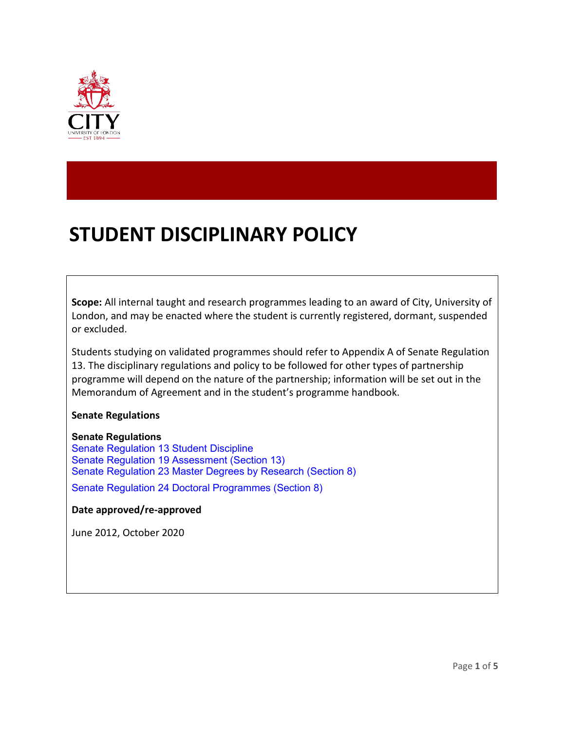# STUDENT DISCIPLINARY POLICY

**Scope:** All internal taught and research programmes leading to an award of City, University of London, and may be enacted where the student is currently registered, dormant, suspended or excluded.

Students studying on validated programmes should refer to Appendix A of Senate Regulation 13. The disciplinary regulations and policy to be followed for other types of partnership programme will depend on the nature of the partnership; information will be set out in the Memorandum of Agreement and in the student's programme handbook.

**Senate Regulations**

**Senate Regulations**

Senate Regulation 13 Student Discipline
Senate Regulation 19 Assessment (Section 13)
Senate Regulation 23 Master Degrees by Research (Section 8)

Senate Regulation 24 Doctoral Programmes (Section 8)

**Date approved/re-approved**

June 2012, October 2020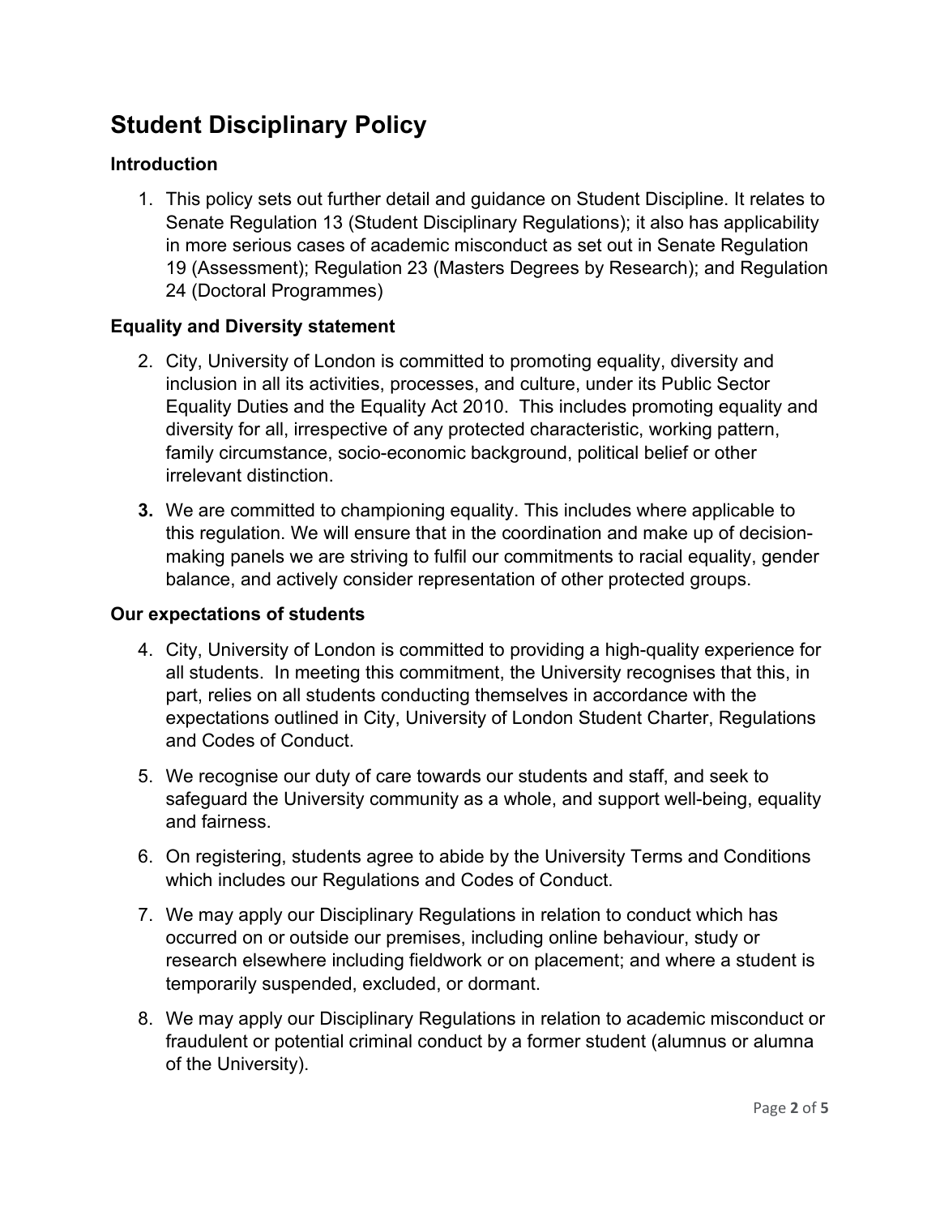# Student Disciplinary Policy

## Introduction

1. This policy sets out further detail and guidance on Student Discipline. It relates to Senate Regulation 13 (Student Disciplinary Regulations); it also has applicability in more serious cases of academic misconduct as set out in Senate Regulation 19 (Assessment); Regulation 23 (Masters Degrees by Research); and Regulation 24 (Doctoral Programmes)

## Equality and Diversity statement

2. City, University of London is committed to promoting equality, diversity and inclusion in all its activities, processes, and culture, under its Public Sector Equality Duties and the Equality Act 2010. This includes promoting equality and diversity for all, irrespective of any protected characteristic, working pattern, family circumstance, socio-economic background, political belief or other irrelevant distinction.

3. We are committed to championing equality. This includes where applicable to this regulation. We will ensure that in the coordination and make up of decision-making panels we are striving to fulfil our commitments to racial equality, gender balance, and actively consider representation of other protected groups.

## Our expectations of students

4. City, University of London is committed to providing a high-quality experience for all students. In meeting this commitment, the University recognises that this, in part, relies on all students conducting themselves in accordance with the expectations outlined in City, University of London Student Charter, Regulations and Codes of Conduct.

5. We recognise our duty of care towards our students and staff, and seek to safeguard the University community as a whole, and support well-being, equality and fairness.

6. On registering, students agree to abide by the University Terms and Conditions which includes our Regulations and Codes of Conduct.

7. We may apply our Disciplinary Regulations in relation to conduct which has occurred on or outside our premises, including online behaviour, study or research elsewhere including fieldwork or on placement; and where a student is temporarily suspended, excluded, or dormant.

8. We may apply our Disciplinary Regulations in relation to academic misconduct or fraudulent or potential criminal conduct by a former student (alumnus or alumna of the University).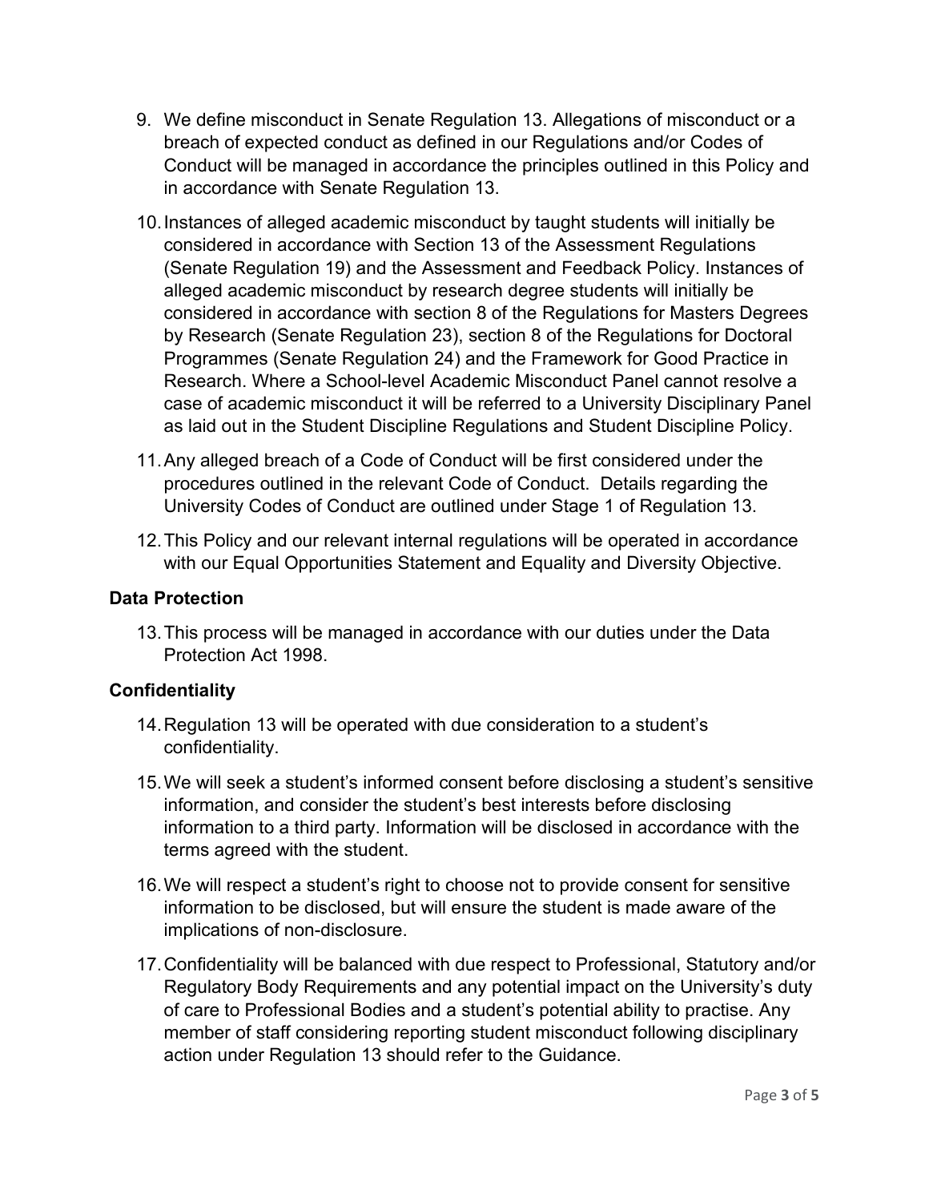9. We define misconduct in Senate Regulation 13. Allegations of misconduct or a breach of expected conduct as defined in our Regulations and/or Codes of Conduct will be managed in accordance the principles outlined in this Policy and in accordance with Senate Regulation 13.

10. Instances of alleged academic misconduct by taught students will initially be considered in accordance with Section 13 of the Assessment Regulations (Senate Regulation 19) and the Assessment and Feedback Policy. Instances of alleged academic misconduct by research degree students will initially be considered in accordance with section 8 of the Regulations for Masters Degrees by Research (Senate Regulation 23), section 8 of the Regulations for Doctoral Programmes (Senate Regulation 24) and the Framework for Good Practice in Research. Where a School-level Academic Misconduct Panel cannot resolve a case of academic misconduct it will be referred to a University Disciplinary Panel as laid out in the Student Discipline Regulations and Student Discipline Policy.

11. Any alleged breach of a Code of Conduct will be first considered under the procedures outlined in the relevant Code of Conduct. Details regarding the University Codes of Conduct are outlined under Stage 1 of Regulation 13.

12. This Policy and our relevant internal regulations will be operated in accordance with our Equal Opportunities Statement and Equality and Diversity Objective.

**Data Protection**

13. This process will be managed in accordance with our duties under the Data Protection Act 1998.

**Confidentiality**

14. Regulation 13 will be operated with due consideration to a student's confidentiality.

15. We will seek a student's informed consent before disclosing a student's sensitive information, and consider the student's best interests before disclosing information to a third party. Information will be disclosed in accordance with the terms agreed with the student.

16. We will respect a student's right to choose not to provide consent for sensitive information to be disclosed, but will ensure the student is made aware of the implications of non-disclosure.

17. Confidentiality will be balanced with due respect to Professional, Statutory and/or Regulatory Body Requirements and any potential impact on the University's duty of care to Professional Bodies and a student's potential ability to practise. Any member of staff considering reporting student misconduct following disciplinary action under Regulation 13 should refer to the Guidance.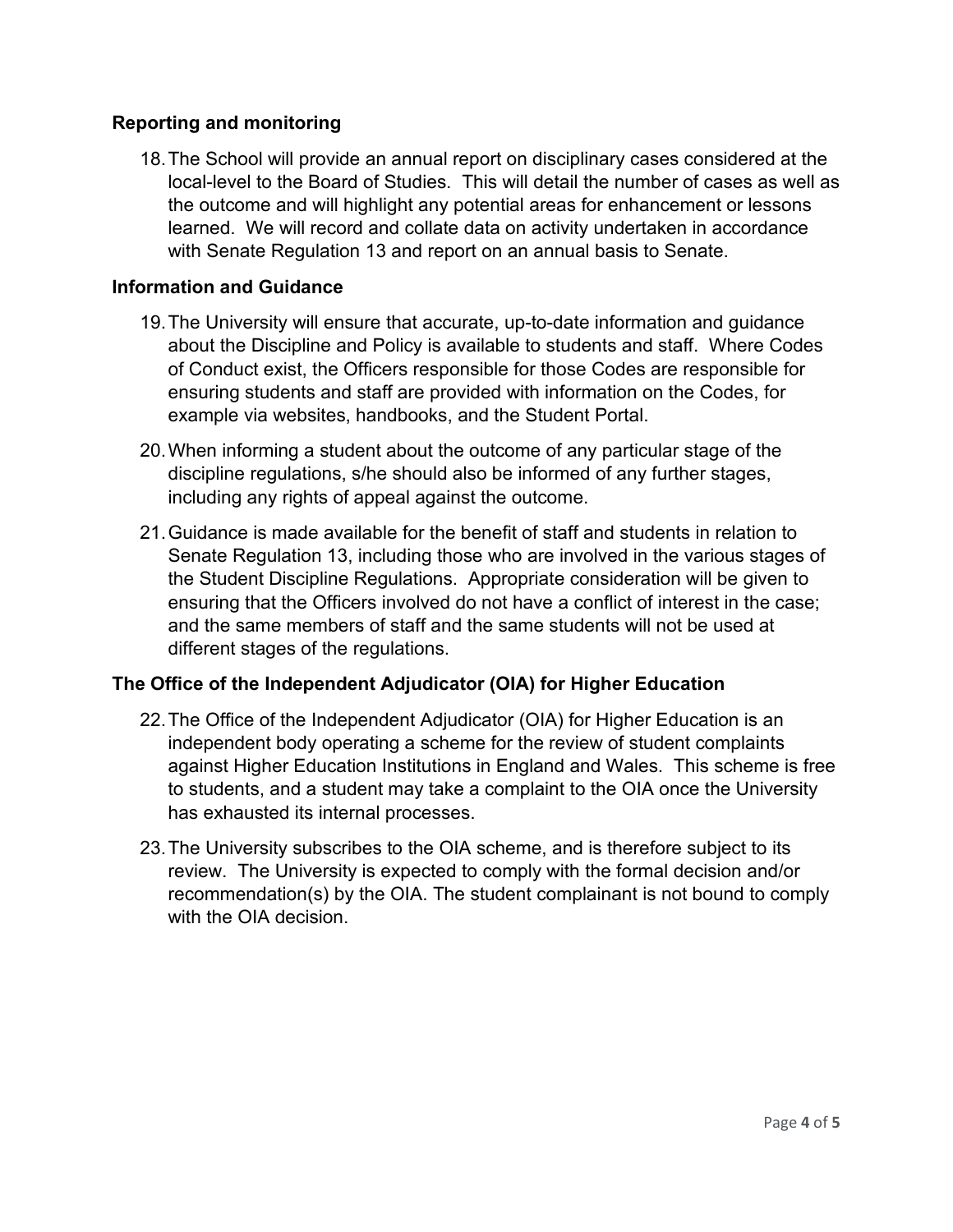## Reporting and monitoring

18. The School will provide an annual report on disciplinary cases considered at the local-level to the Board of Studies. This will detail the number of cases as well as the outcome and will highlight any potential areas for enhancement or lessons learned. We will record and collate data on activity undertaken in accordance with Senate Regulation 13 and report on an annual basis to Senate.

## Information and Guidance

19. The University will ensure that accurate, up-to-date information and guidance about the Discipline and Policy is available to students and staff. Where Codes of Conduct exist, the Officers responsible for those Codes are responsible for ensuring students and staff are provided with information on the Codes, for example via websites, handbooks, and the Student Portal.

20. When informing a student about the outcome of any particular stage of the discipline regulations, s/he should also be informed of any further stages, including any rights of appeal against the outcome.

21. Guidance is made available for the benefit of staff and students in relation to Senate Regulation 13, including those who are involved in the various stages of the Student Discipline Regulations. Appropriate consideration will be given to ensuring that the Officers involved do not have a conflict of interest in the case; and the same members of staff and the same students will not be used at different stages of the regulations.

## The Office of the Independent Adjudicator (OIA) for Higher Education

22. The Office of the Independent Adjudicator (OIA) for Higher Education is an independent body operating a scheme for the review of student complaints against Higher Education Institutions in England and Wales. This scheme is free to students, and a student may take a complaint to the OIA once the University has exhausted its internal processes.

23. The University subscribes to the OIA scheme, and is therefore subject to its review. The University is expected to comply with the formal decision and/or recommendation(s) by the OIA. The student complainant is not bound to comply with the OIA decision.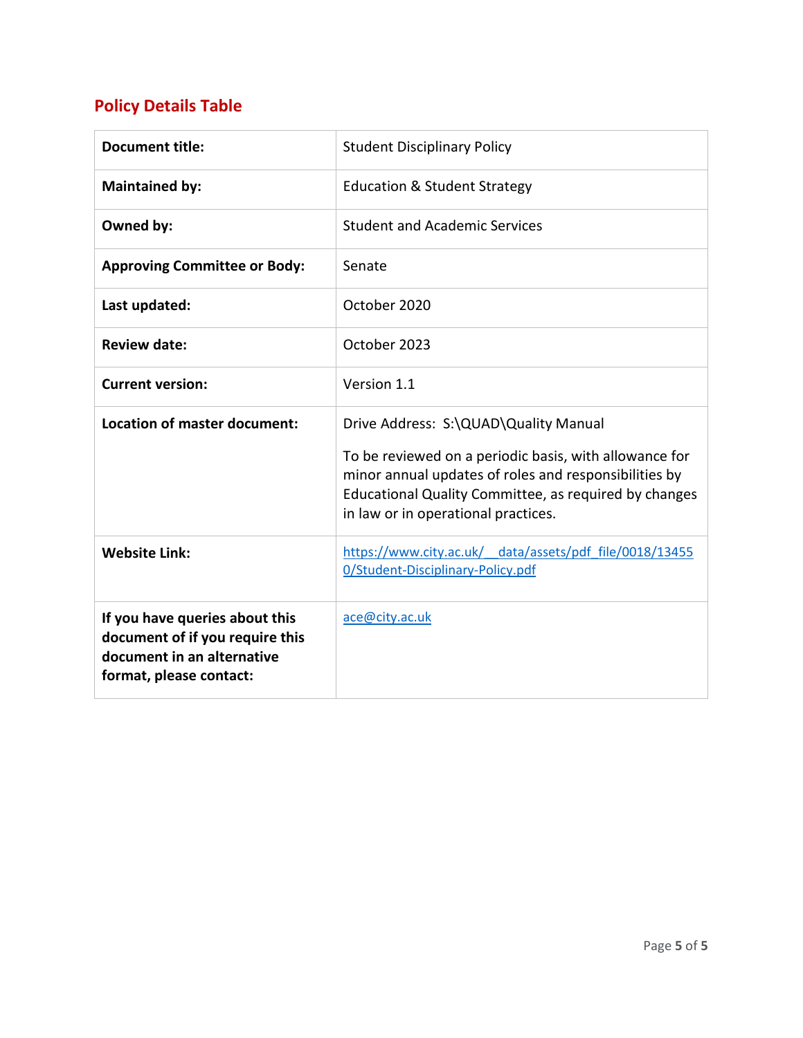## Policy Details Table

| | |
|---|---|
| **Document title:** | Student Disciplinary Policy |
| **Maintained by:** | Education & Student Strategy |
| **Owned by:** | Student and Academic Services |
| **Approving Committee or Body:** | Senate |
| **Last updated:** | October 2020 |
| **Review date:** | October 2023 |
| **Current version:** | Version 1.1 |
| **Location of master document:** | Drive Address: S:\QUAD\Quality Manual<br><br>To be reviewed on a periodic basis, with allowance for minor annual updates of roles and responsibilities by Educational Quality Committee, as required by changes in law or in operational practices. |
| **Website Link:** | https://www.city.ac.uk/__data/assets/pdf_file/0018/134550/Student-Disciplinary-Policy.pdf |
| **If you have queries about this document of if you require this document in an alternative format, please contact:** | ace@city.ac.uk |